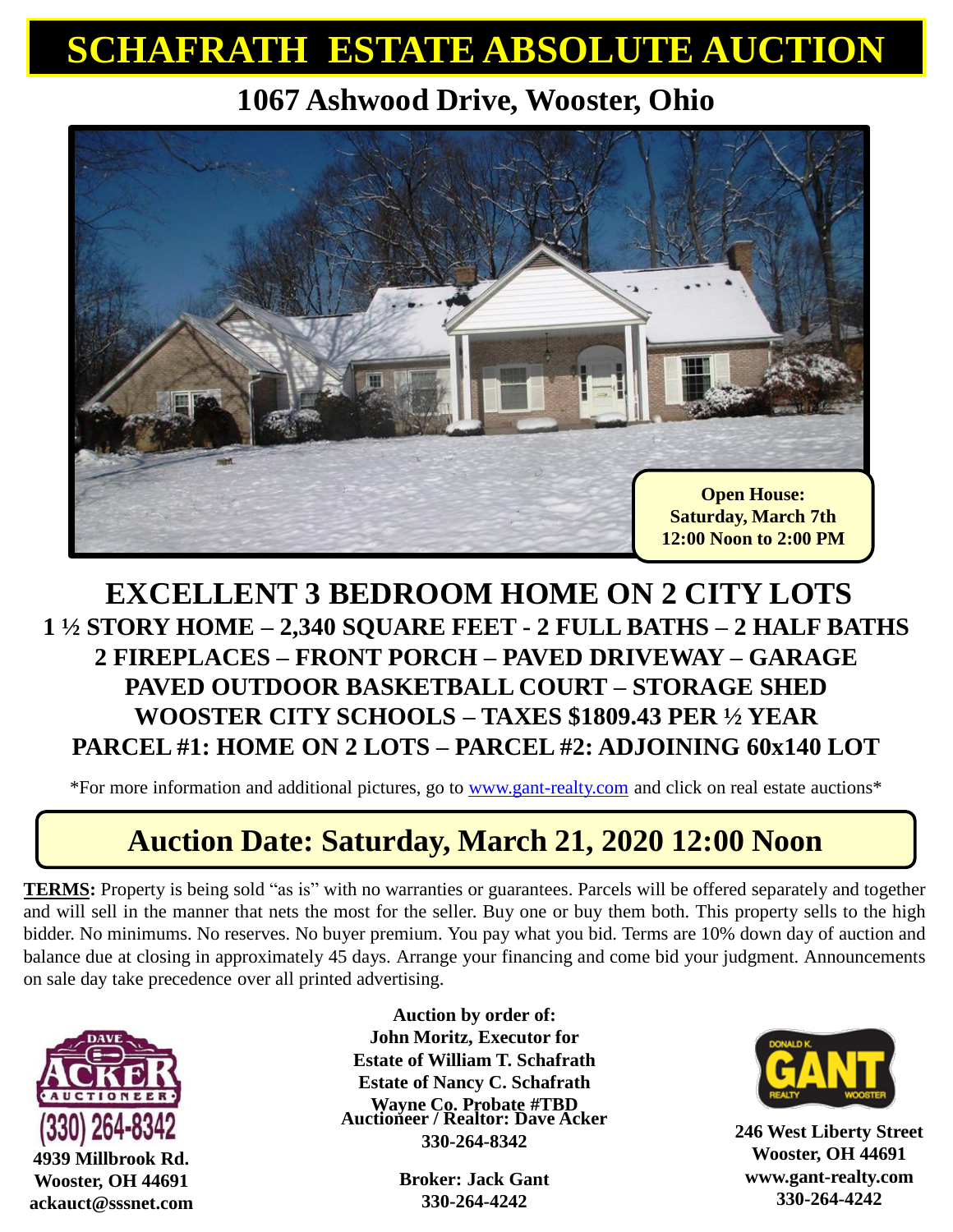# SCHAFRATH ESTATE ABSOLUTE AUCTION

## 1067 Ashwood Drive, Wooster, Ohio

**Open House:**
**Saturday, March 7th**
**12:00 Noon to 2:00 PM**

## EXCELLENT 3 BEDROOM HOME ON 2 CITY LOTS

### 1 ½ STORY HOME – 2,340 SQUARE FEET - 2 FULL BATHS – 2 HALF BATHS
### 2 FIREPLACES – FRONT PORCH – PAVED DRIVEWAY – GARAGE
### PAVED OUTDOOR BASKETBALL COURT – STORAGE SHED
### WOOSTER CITY SCHOOLS – TAXES $1809.43 PER ½ YEAR
### PARCEL #1: HOME ON 2 LOTS – PARCEL #2: ADJOINING 60x140 LOT

*For more information and additional pictures, go to www.gant-realty.com and click on real estate auctions*

## Auction Date: Saturday, March 21, 2020 12:00 Noon

**TERMS:** Property is being sold "as is" with no warranties or guarantees. Parcels will be offered separately and together and will sell in the manner that nets the most for the seller. Buy one or buy them both. This property sells to the high bidder. No minimums. No reserves. No buyer premium. You pay what you bid. Terms are 10% down day of auction and balance due at closing in approximately 45 days. Arrange your financing and come bid your judgment. Announcements on sale day take precedence over all printed advertising.

DAVE ACKER AUCTIONEER
(330) 264-8342
**4939 Millbrook Rd.**
**Wooster, OH 44691**
**ackauct@sssnet.com**

**Auction by order of:**
**John Moritz, Executor for**
**Estate of William T. Schafrath**
**Estate of Nancy C. Schafrath**
**Wayne Co. Probate #TBD**
**Auctioneer / Realtor: Dave Acker**
**330-264-8342**

**Broker: Jack Gant**
**330-264-4242**

DONALD K. GANT REALTY WOOSTER
**246 West Liberty Street**
**Wooster, OH 44691**
**www.gant-realty.com**
**330-264-4242**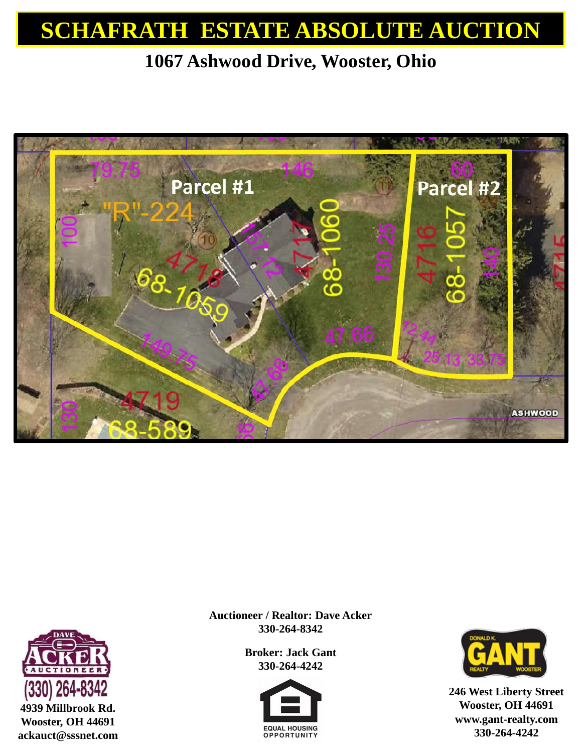# SCHAFRATH ESTATE ABSOLUTE AUCTION

## 1067 Ashwood Drive, Wooster, Ohio

Parcel #1

Parcel #2

79.75

146

60

"R"-224

100

157.12

4718

4717

68-1059

68-1060

130.25

4716

68-1057

140

149.75

47.66

47.66

12.44

25.13

33.75

4719

68-589

130

ASHWOOD

**Auctioneer / Realtor: Dave Acker**
**330-264-8342**

**Broker: Jack Gant**
**330-264-4242**

EQUAL HOUSING OPPORTUNITY

DAVE ACKER AUCTIONEER
(330) 264-8342
**4939 Millbrook Rd.**
**Wooster, OH 44691**
**ackauct@sssnet.com**

DONALD K. GANT REALTY WOOSTER
**246 West Liberty Street**
**Wooster, OH 44691**
**www.gant-realty.com**
**330-264-4242**